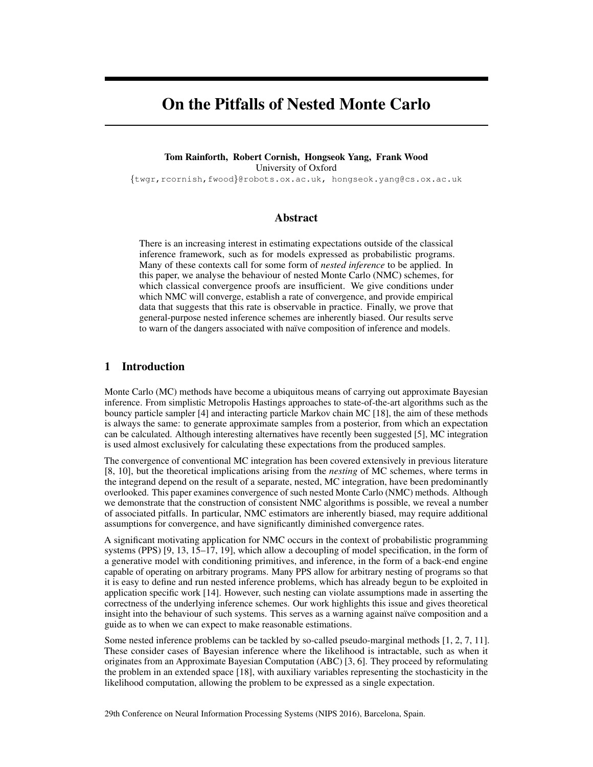# On the Pitfalls of Nested Monte Carlo

**Tom Rainforth, Robert Cornish, Hongseok Yang, Frank Wood**
University of Oxford
{twgr,rcornish,fwood}@robots.ox.ac.uk, hongseok.yang@cs.ox.ac.uk

## Abstract

There is an increasing interest in estimating expectations outside of the classical inference framework, such as for models expressed as probabilistic programs. Many of these contexts call for some form of *nested inference* to be applied. In this paper, we analyse the behaviour of nested Monte Carlo (NMC) schemes, for which classical convergence proofs are insufficient. We give conditions under which NMC will converge, establish a rate of convergence, and provide empirical data that suggests that this rate is observable in practice. Finally, we prove that general-purpose nested inference schemes are inherently biased. Our results serve to warn of the dangers associated with naïve composition of inference and models.

## 1 Introduction

Monte Carlo (MC) methods have become a ubiquitous means of carrying out approximate Bayesian inference. From simplistic Metropolis Hastings approaches to state-of-the-art algorithms such as the bouncy particle sampler [4] and interacting particle Markov chain MC [18], the aim of these methods is always the same: to generate approximate samples from a posterior, from which an expectation can be calculated. Although interesting alternatives have recently been suggested [5], MC integration is used almost exclusively for calculating these expectations from the produced samples.

The convergence of conventional MC integration has been covered extensively in previous literature [8, 10], but the theoretical implications arising from the *nesting* of MC schemes, where terms in the integrand depend on the result of a separate, nested, MC integration, have been predominantly overlooked. This paper examines convergence of such nested Monte Carlo (NMC) methods. Although we demonstrate that the construction of consistent NMC algorithms is possible, we reveal a number of associated pitfalls. In particular, NMC estimators are inherently biased, may require additional assumptions for convergence, and have significantly diminished convergence rates.

A significant motivating application for NMC occurs in the context of probabilistic programming systems (PPS) [9, 13, 15–17, 19], which allow a decoupling of model specification, in the form of a generative model with conditioning primitives, and inference, in the form of a back-end engine capable of operating on arbitrary programs. Many PPS allow for arbitrary nesting of programs so that it is easy to define and run nested inference problems, which has already begun to be exploited in application specific work [14]. However, such nesting can violate assumptions made in asserting the correctness of the underlying inference schemes. Our work highlights this issue and gives theoretical insight into the behaviour of such systems. This serves as a warning against naïve composition and a guide as to when we can expect to make reasonable estimations.

Some nested inference problems can be tackled by so-called pseudo-marginal methods [1, 2, 7, 11]. These consider cases of Bayesian inference where the likelihood is intractable, such as when it originates from an Approximate Bayesian Computation (ABC) [3, 6]. They proceed by reformulating the problem in an extended space [18], with auxiliary variables representing the stochasticity in the likelihood computation, allowing the problem to be expressed as a single expectation.

29th Conference on Neural Information Processing Systems (NIPS 2016), Barcelona, Spain.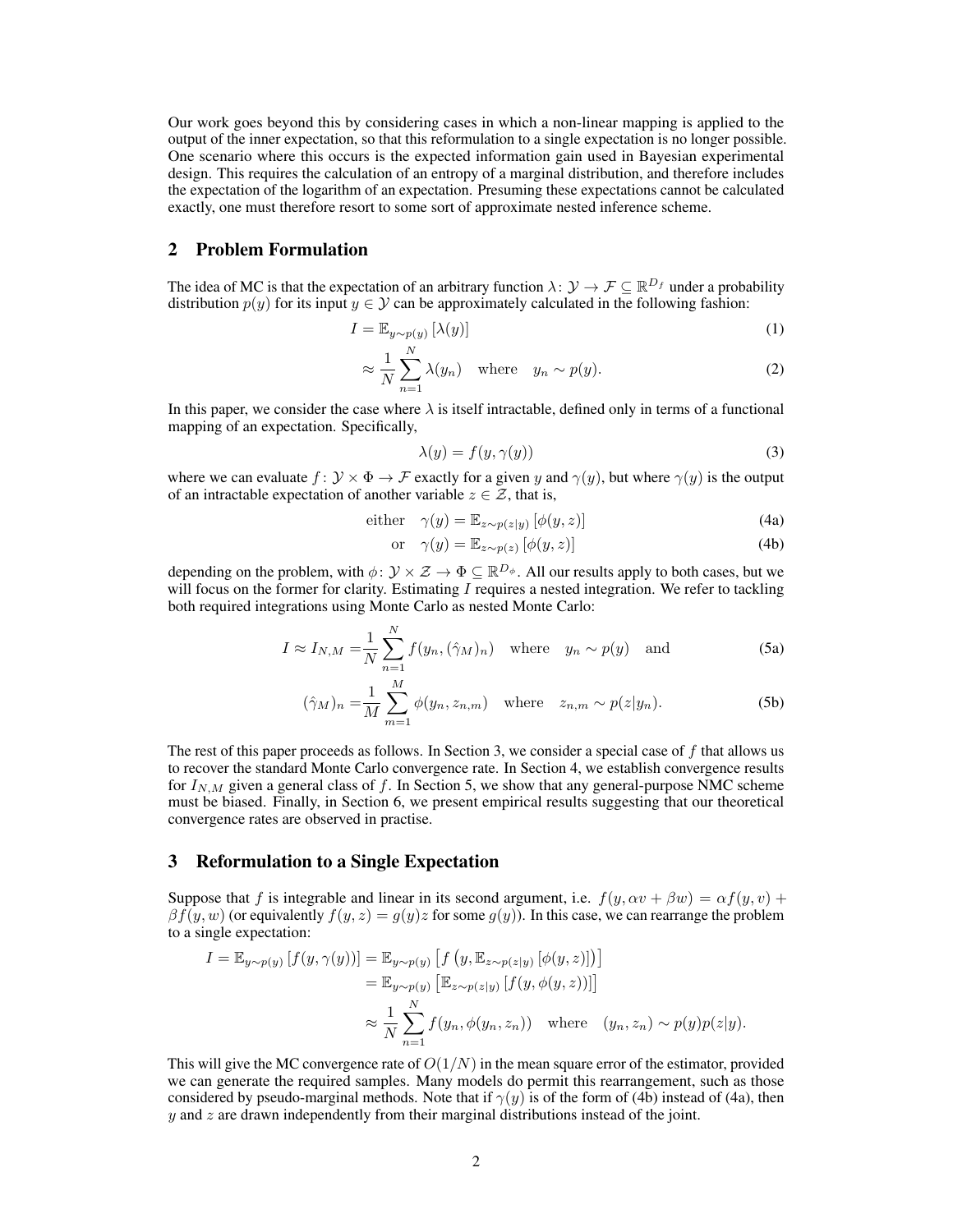Our work goes beyond this by considering cases in which a non-linear mapping is applied to the output of the inner expectation, so that this reformulation to a single expectation is no longer possible. One scenario where this occurs is the expected information gain used in Bayesian experimental design. This requires the calculation of an entropy of a marginal distribution, and therefore includes the expectation of the logarithm of an expectation. Presuming these expectations cannot be calculated exactly, one must therefore resort to some sort of approximate nested inference scheme.

## 2 Problem Formulation

The idea of MC is that the expectation of an arbitrary function $\lambda\colon \mathcal{Y} \to \mathcal{F} \subseteq \mathbb{R}^{D_f}$ under a probability distribution $p(y)$ for its input $y \in \mathcal{Y}$ can be approximately calculated in the following fashion:

$$I = \mathbb{E}_{y \sim p(y)} \left[ \lambda(y) \right] \tag{1}$$

$$\approx \frac{1}{N} \sum_{n=1}^{N} \lambda(y_n) \quad \text{where} \quad y_n \sim p(y). \tag{2}$$

In this paper, we consider the case where $\lambda$ is itself intractable, defined only in terms of a functional mapping of an expectation. Specifically,

$$\lambda(y) = f(y, \gamma(y)) \tag{3}$$

where we can evaluate $f\colon \mathcal{Y} \times \Phi \to \mathcal{F}$ exactly for a given $y$ and $\gamma(y)$, but where $\gamma(y)$ is the output of an intractable expectation of another variable $z \in \mathcal{Z}$, that is,

$$\text{either} \quad \gamma(y) = \mathbb{E}_{z \sim p(z|y)} \left[ \phi(y, z) \right] \tag{4a}$$

$$\text{or} \quad \gamma(y) = \mathbb{E}_{z \sim p(z)} \left[ \phi(y, z) \right] \tag{4b}$$

depending on the problem, with $\phi\colon \mathcal{Y} \times \mathcal{Z} \to \Phi \subseteq \mathbb{R}^{D_\phi}$. All our results apply to both cases, but we will focus on the former for clarity. Estimating $I$ requires a nested integration. We refer to tackling both required integrations using Monte Carlo as nested Monte Carlo:

$$I \approx I_{N,M} = \frac{1}{N} \sum_{n=1}^{N} f(y_n, (\hat{\gamma}_M)_n) \quad \text{where} \quad y_n \sim p(y) \quad \text{and} \tag{5a}$$

$$(\hat{\gamma}_M)_n = \frac{1}{M} \sum_{m=1}^{M} \phi(y_n, z_{n,m}) \quad \text{where} \quad z_{n,m} \sim p(z|y_n). \tag{5b}$$

The rest of this paper proceeds as follows. In Section 3, we consider a special case of $f$ that allows us to recover the standard Monte Carlo convergence rate. In Section 4, we establish convergence results for $I_{N,M}$ given a general class of $f$. In Section 5, we show that any general-purpose NMC scheme must be biased. Finally, in Section 6, we present empirical results suggesting that our theoretical convergence rates are observed in practise.

## 3 Reformulation to a Single Expectation

Suppose that $f$ is integrable and linear in its second argument, i.e. $f(y, \alpha v + \beta w) = \alpha f(y, v) + \beta f(y, w)$ (or equivalently $f(y, z) = g(y)z$ for some $g(y)$). In this case, we can rearrange the problem to a single expectation:

$$\begin{aligned}
I = \mathbb{E}_{y \sim p(y)} \left[ f(y, \gamma(y)) \right] &= \mathbb{E}_{y \sim p(y)} \left[ f\left(y, \mathbb{E}_{z \sim p(z|y)} \left[ \phi(y, z) \right]\right) \right] \\
&= \mathbb{E}_{y \sim p(y)} \left[ \mathbb{E}_{z \sim p(z|y)} \left[ f(y, \phi(y, z)) \right] \right] \\
&\approx \frac{1}{N} \sum_{n=1}^{N} f(y_n, \phi(y_n, z_n)) \quad \text{where} \quad (y_n, z_n) \sim p(y)p(z|y).
\end{aligned}$$

This will give the MC convergence rate of $O(1/N)$ in the mean square error of the estimator, provided we can generate the required samples. Many models do permit this rearrangement, such as those considered by pseudo-marginal methods. Note that if $\gamma(y)$ is of the form of (4b) instead of (4a), then $y$ and $z$ are drawn independently from their marginal distributions instead of the joint.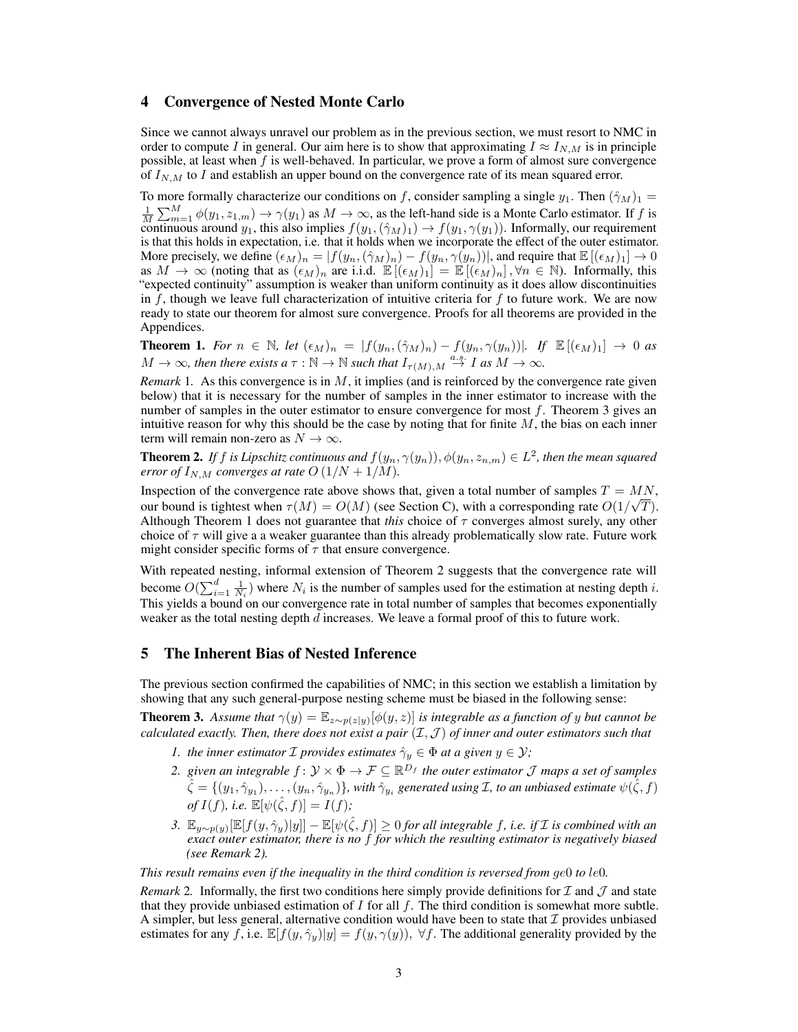## 4 Convergence of Nested Monte Carlo

Since we cannot always unravel our problem as in the previous section, we must resort to NMC in order to compute $I$ in general. Our aim here is to show that approximating $I \approx I_{N,M}$ is in principle possible, at least when $f$ is well-behaved. In particular, we prove a form of almost sure convergence of $I_{N,M}$ to $I$ and establish an upper bound on the convergence rate of its mean squared error.

To more formally characterize our conditions on $f$, consider sampling a single $y_1$. Then $(\hat{\gamma}_M)_1 = \frac{1}{M}\sum_{m=1}^{M} \phi(y_1, z_{1,m}) \to \gamma(y_1)$ as $M \to \infty$, as the left-hand side is a Monte Carlo estimator. If $f$ is continuous around $y_1$, this also implies $f(y_1, (\hat{\gamma}_M)_1) \to f(y_1, \gamma(y_1))$. Informally, our requirement is that this holds in expectation, i.e. that it holds when we incorporate the effect of the outer estimator. More precisely, we define $(\epsilon_M)_n = |f(y_n, (\hat{\gamma}_M)_n) - f(y_n, \gamma(y_n))|$, and require that $\mathbb{E}\left[(\epsilon_M)_1\right] \to 0$ as $M \to \infty$ (noting that as $(\epsilon_M)_n$ are i.i.d. $\mathbb{E}\left[(\epsilon_M)_1\right] = \mathbb{E}\left[(\epsilon_M)_n\right], \forall n \in \mathbb{N}$). Informally, this "expected continuity" assumption is weaker than uniform continuity as it does allow discontinuities in $f$, though we leave full characterization of intuitive criteria for $f$ to future work. We are now ready to state our theorem for almost sure convergence. Proofs for all theorems are provided in the Appendices.

**Theorem 1.** *For $n \in \mathbb{N}$, let $(\epsilon_M)_n = |f(y_n, (\hat{\gamma}_M)_n) - f(y_n, \gamma(y_n))|$. If $\mathbb{E}\left[(\epsilon_M)_1\right] \to 0$ as $M \to \infty$, then there exists a $\tau : \mathbb{N} \to \mathbb{N}$ such that $I_{\tau(M),M} \overset{a.s.}{\to} I$ as $M \to \infty$.*

*Remark* 1. As this convergence is in $M$, it implies (and is reinforced by the convergence rate given below) that it is necessary for the number of samples in the inner estimator to increase with the number of samples in the outer estimator to ensure convergence for most $f$. Theorem 3 gives an intuitive reason for why this should be the case by noting that for finite $M$, the bias on each inner term will remain non-zero as $N \to \infty$.

**Theorem 2.** *If $f$ is Lipschitz continuous and $f(y_n, \gamma(y_n)), \phi(y_n, z_{n,m}) \in L^2$, then the mean squared error of $I_{N,M}$ converges at rate $O\left(1/N + 1/M\right)$.*

Inspection of the convergence rate above shows that, given a total number of samples $T = MN$, our bound is tightest when $\tau(M) = O(M)$ (see Section C), with a corresponding rate $O(1/\sqrt{T})$. Although Theorem 1 does not guarantee that *this* choice of $\tau$ converges almost surely, any other choice of $\tau$ will give a a weaker guarantee than this already problematically slow rate. Future work might consider specific forms of $\tau$ that ensure convergence.

With repeated nesting, informal extension of Theorem 2 suggests that the convergence rate will become $O(\sum_{i=1}^{d} \frac{1}{N_i})$ where $N_i$ is the number of samples used for the estimation at nesting depth $i$. This yields a bound on our convergence rate in total number of samples that becomes exponentially weaker as the total nesting depth $d$ increases. We leave a formal proof of this to future work.

## 5 The Inherent Bias of Nested Inference

The previous section confirmed the capabilities of NMC; in this section we establish a limitation by showing that any such general-purpose nesting scheme must be biased in the following sense:

**Theorem 3.** *Assume that $\gamma(y) = \mathbb{E}_{z \sim p(z|y)}[\phi(y, z)]$ is integrable as a function of $y$ but cannot be calculated exactly. Then, there does not exist a pair $(\mathcal{I}, \mathcal{J})$ of inner and outer estimators such that*

1. *the inner estimator $\mathcal{I}$ provides estimates $\hat{\gamma}_y \in \Phi$ at a given $y \in \mathcal{Y}$;*
2. *given an integrable $f : \mathcal{Y} \times \Phi \to \mathcal{F} \subseteq \mathbb{R}^{D_f}$ the outer estimator $\mathcal{J}$ maps a set of samples $\hat{\zeta} = \{(y_1, \hat{\gamma}_{y_1}), \dots, (y_n, \hat{\gamma}_{y_n})\}$, with $\hat{\gamma}_{y_i}$ generated using $\mathcal{I}$, to an unbiased estimate $\psi(\hat{\zeta}, f)$ of $I(f)$, i.e. $\mathbb{E}[\psi(\hat{\zeta}, f)] = I(f)$;*
3. *$\mathbb{E}_{y \sim p(y)}[\mathbb{E}[f(y, \hat{\gamma}_y)|y]] - \mathbb{E}[\psi(\hat{\zeta}, f)] \geq 0$ for all integrable $f$, i.e. if $\mathcal{I}$ is combined with an exact outer estimator, there is no $f$ for which the resulting estimator is negatively biased (see Remark 2).*

*This result remains even if the inequality in the third condition is reversed from $ge0$ to $le0$.*

*Remark* 2. Informally, the first two conditions here simply provide definitions for $\mathcal{I}$ and $\mathcal{J}$ and state that they provide unbiased estimation of $I$ for all $f$. The third condition is somewhat more subtle. A simpler, but less general, alternative condition would have been to state that $\mathcal{I}$ provides unbiased estimates for any $f$, i.e. $\mathbb{E}[f(y, \hat{\gamma}_y)|y] = f(y, \gamma(y)),\ \forall f$. The additional generality provided by the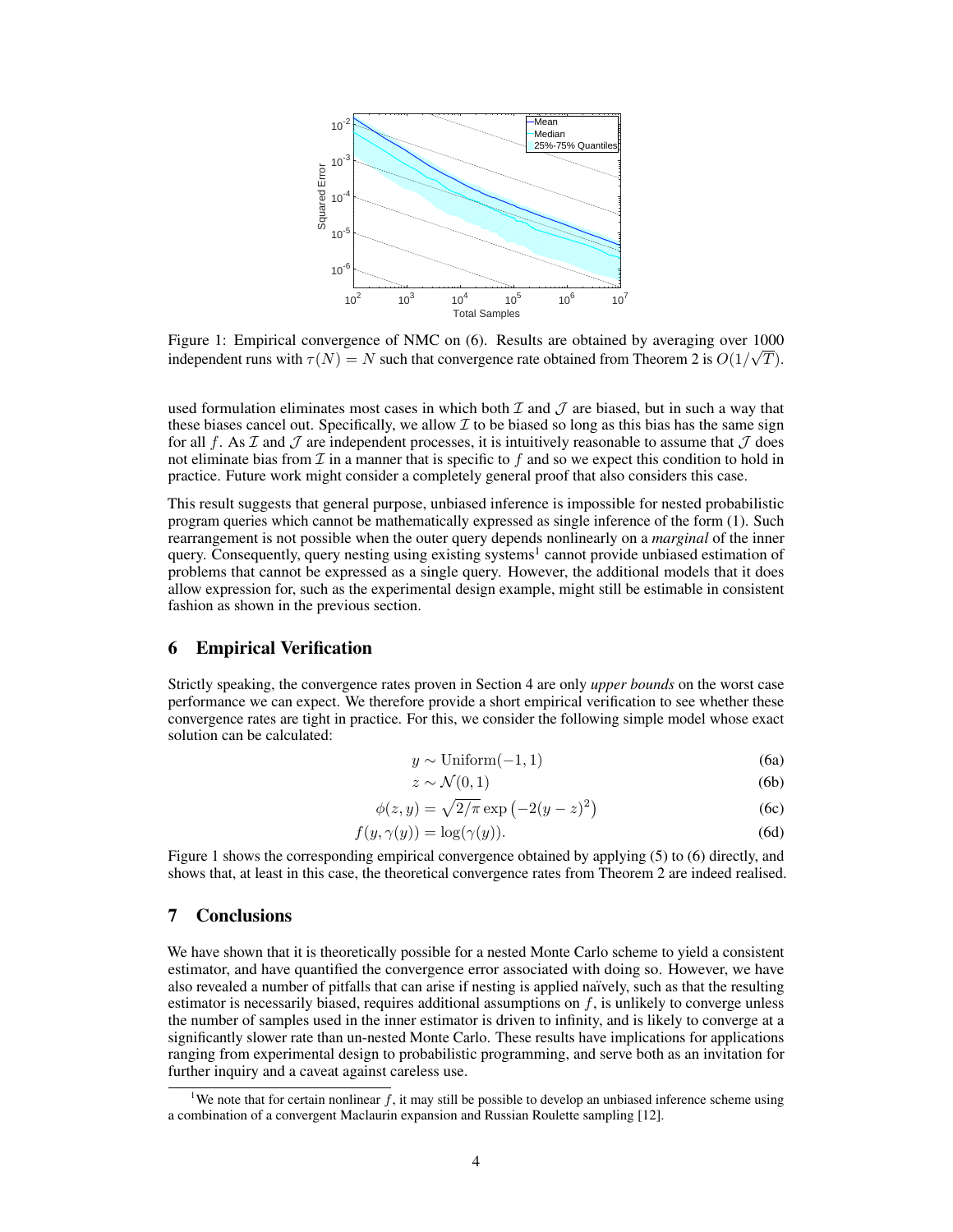Figure 1: Empirical convergence of NMC on (6). Results are obtained by averaging over 1000 independent runs with $\tau(N) = N$ such that convergence rate obtained from Theorem 2 is $O(1/\sqrt{T})$.

used formulation eliminates most cases in which both $\mathcal{I}$ and $\mathcal{J}$ are biased, but in such a way that these biases cancel out. Specifically, we allow $\mathcal{I}$ to be biased so long as this bias has the same sign for all $f$. As $\mathcal{I}$ and $\mathcal{J}$ are independent processes, it is intuitively reasonable to assume that $\mathcal{J}$ does not eliminate bias from $\mathcal{I}$ in a manner that is specific to $f$ and so we expect this condition to hold in practice. Future work might consider a completely general proof that also considers this case.

This result suggests that general purpose, unbiased inference is impossible for nested probabilistic program queries which cannot be mathematically expressed as single inference of the form (1). Such rearrangement is not possible when the outer query depends nonlinearly on a *marginal* of the inner query. Consequently, query nesting using existing systems[1] cannot provide unbiased estimation of problems that cannot be expressed as a single query. However, the additional models that it does allow expression for, such as the experimental design example, might still be estimable in consistent fashion as shown in the previous section.

## 6 Empirical Verification

Strictly speaking, the convergence rates proven in Section 4 are only *upper bounds* on the worst case performance we can expect. We therefore provide a short empirical verification to see whether these convergence rates are tight in practice. For this, we consider the following simple model whose exact solution can be calculated:

$$y \sim \mathrm{Uniform}(-1, 1) \tag{6a}$$

$$z \sim \mathcal{N}(0, 1) \tag{6b}$$

$$\phi(z, y) = \sqrt{2/\pi} \exp\left(-2(y - z)^2\right) \tag{6c}$$

$$f(y, \gamma(y)) = \log(\gamma(y)). \tag{6d}$$

Figure 1 shows the corresponding empirical convergence obtained by applying (5) to (6) directly, and shows that, at least in this case, the theoretical convergence rates from Theorem 2 are indeed realised.

## 7 Conclusions

We have shown that it is theoretically possible for a nested Monte Carlo scheme to yield a consistent estimator, and have quantified the convergence error associated with doing so. However, we have also revealed a number of pitfalls that can arise if nesting is applied naïvely, such as that the resulting estimator is necessarily biased, requires additional assumptions on $f$, is unlikely to converge unless the number of samples used in the inner estimator is driven to infinity, and is likely to converge at a significantly slower rate than un-nested Monte Carlo. These results have implications for applications ranging from experimental design to probabilistic programming, and serve both as an invitation for further inquiry and a caveat against careless use.

[1] We note that for certain nonlinear $f$, it may still be possible to develop an unbiased inference scheme using a combination of a convergent Maclaurin expansion and Russian Roulette sampling [12].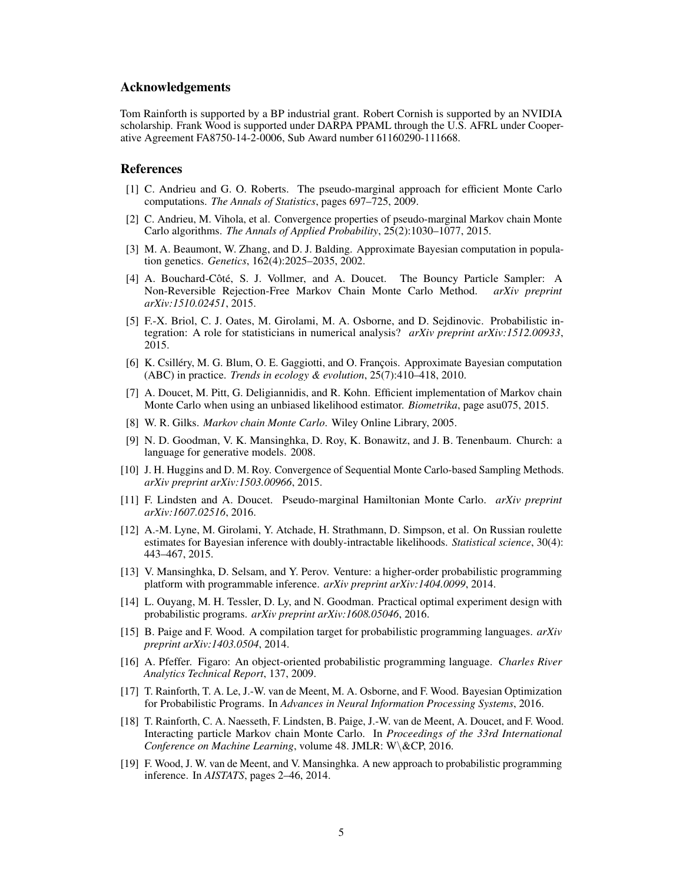## Acknowledgements

Tom Rainforth is supported by a BP industrial grant. Robert Cornish is supported by an NVIDIA scholarship. Frank Wood is supported under DARPA PPAML through the U.S. AFRL under Cooperative Agreement FA8750-14-2-0006, Sub Award number 61160290-111668.

## References

[1] C. Andrieu and G. O. Roberts. The pseudo-marginal approach for efficient Monte Carlo computations. *The Annals of Statistics*, pages 697–725, 2009.

[2] C. Andrieu, M. Vihola, et al. Convergence properties of pseudo-marginal Markov chain Monte Carlo algorithms. *The Annals of Applied Probability*, 25(2):1030–1077, 2015.

[3] M. A. Beaumont, W. Zhang, and D. J. Balding. Approximate Bayesian computation in population genetics. *Genetics*, 162(4):2025–2035, 2002.

[4] A. Bouchard-Côté, S. J. Vollmer, and A. Doucet. The Bouncy Particle Sampler: A Non-Reversible Rejection-Free Markov Chain Monte Carlo Method. *arXiv preprint arXiv:1510.02451*, 2015.

[5] F.-X. Briol, C. J. Oates, M. Girolami, M. A. Osborne, and D. Sejdinovic. Probabilistic integration: A role for statisticians in numerical analysis? *arXiv preprint arXiv:1512.00933*, 2015.

[6] K. Csilléry, M. G. Blum, O. E. Gaggiotti, and O. François. Approximate Bayesian computation (ABC) in practice. *Trends in ecology & evolution*, 25(7):410–418, 2010.

[7] A. Doucet, M. Pitt, G. Deligiannidis, and R. Kohn. Efficient implementation of Markov chain Monte Carlo when using an unbiased likelihood estimator. *Biometrika*, page asu075, 2015.

[8] W. R. Gilks. *Markov chain Monte Carlo*. Wiley Online Library, 2005.

[9] N. D. Goodman, V. K. Mansinghka, D. Roy, K. Bonawitz, and J. B. Tenenbaum. Church: a language for generative models. 2008.

[10] J. H. Huggins and D. M. Roy. Convergence of Sequential Monte Carlo-based Sampling Methods. *arXiv preprint arXiv:1503.00966*, 2015.

[11] F. Lindsten and A. Doucet. Pseudo-marginal Hamiltonian Monte Carlo. *arXiv preprint arXiv:1607.02516*, 2016.

[12] A.-M. Lyne, M. Girolami, Y. Atchade, H. Strathmann, D. Simpson, et al. On Russian roulette estimates for Bayesian inference with doubly-intractable likelihoods. *Statistical science*, 30(4): 443–467, 2015.

[13] V. Mansinghka, D. Selsam, and Y. Perov. Venture: a higher-order probabilistic programming platform with programmable inference. *arXiv preprint arXiv:1404.0099*, 2014.

[14] L. Ouyang, M. H. Tessler, D. Ly, and N. Goodman. Practical optimal experiment design with probabilistic programs. *arXiv preprint arXiv:1608.05046*, 2016.

[15] B. Paige and F. Wood. A compilation target for probabilistic programming languages. *arXiv preprint arXiv:1403.0504*, 2014.

[16] A. Pfeffer. Figaro: An object-oriented probabilistic programming language. *Charles River Analytics Technical Report*, 137, 2009.

[17] T. Rainforth, T. A. Le, J.-W. van de Meent, M. A. Osborne, and F. Wood. Bayesian Optimization for Probabilistic Programs. In *Advances in Neural Information Processing Systems*, 2016.

[18] T. Rainforth, C. A. Naesseth, F. Lindsten, B. Paige, J.-W. van de Meent, A. Doucet, and F. Wood. Interacting particle Markov chain Monte Carlo. In *Proceedings of the 33rd International Conference on Machine Learning*, volume 48. JMLR: W\&CP, 2016.

[19] F. Wood, J. W. van de Meent, and V. Mansinghka. A new approach to probabilistic programming inference. In *AISTATS*, pages 2–46, 2014.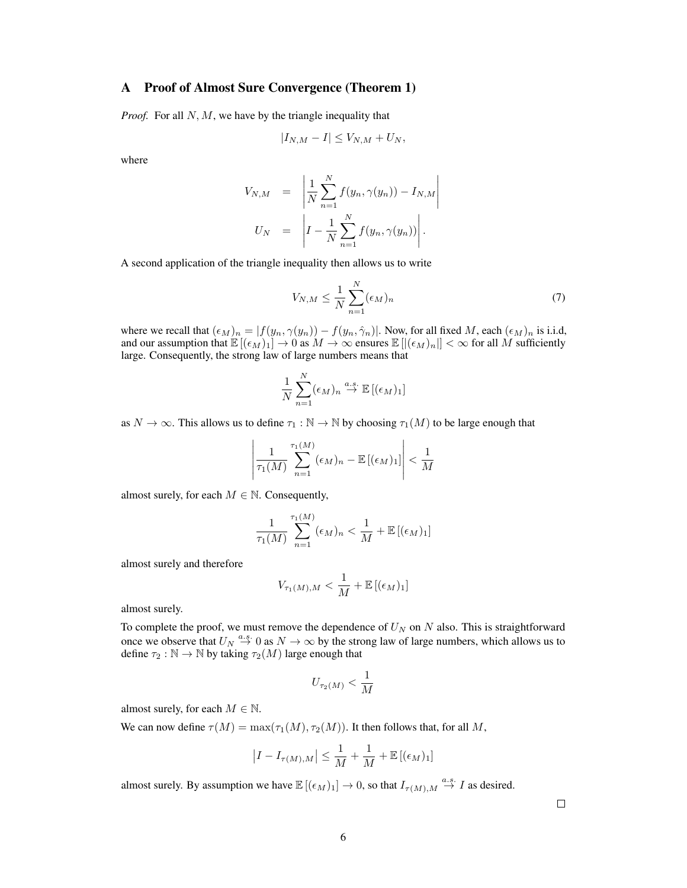## A Proof of Almost Sure Convergence (Theorem 1)

*Proof.* For all $N, M$, we have by the triangle inequality that

$$|I_{N,M} - I| \leq V_{N,M} + U_N,$$

where

$$\begin{aligned} V_{N,M} &= \left| \frac{1}{N} \sum_{n=1}^{N} f(y_n, \gamma(y_n)) - I_{N,M} \right| \\ U_N &= \left| I - \frac{1}{N} \sum_{n=1}^{N} f(y_n, \gamma(y_n)) \right|. \end{aligned}$$

A second application of the triangle inequality then allows us to write

$$V_{N,M} \leq \frac{1}{N} \sum_{n=1}^{N} (\epsilon_M)_n \tag{7}$$

where we recall that $(\epsilon_M)_n = |f(y_n, \gamma(y_n)) - f(y_n, \hat{\gamma}_n)|$. Now, for all fixed $M$, each $(\epsilon_M)_n$ is i.i.d, and our assumption that $\mathbb{E}[(\epsilon_M)_1] \to 0$ as $M \to \infty$ ensures $\mathbb{E}[|(\epsilon_M)_n|] < \infty$ for all $M$ sufficiently large. Consequently, the strong law of large numbers means that

$$\frac{1}{N} \sum_{n=1}^{N} (\epsilon_M)_n \overset{a.s.}{\to} \mathbb{E}[(\epsilon_M)_1]$$

as $N \to \infty$. This allows us to define $\tau_1 : \mathbb{N} \to \mathbb{N}$ by choosing $\tau_1(M)$ to be large enough that

$$\left| \frac{1}{\tau_1(M)} \sum_{n=1}^{\tau_1(M)} (\epsilon_M)_n - \mathbb{E}[(\epsilon_M)_1] \right| < \frac{1}{M}$$

almost surely, for each $M \in \mathbb{N}$. Consequently,

$$\frac{1}{\tau_1(M)} \sum_{n=1}^{\tau_1(M)} (\epsilon_M)_n < \frac{1}{M} + \mathbb{E}[(\epsilon_M)_1]$$

almost surely and therefore

$$V_{\tau_1(M),M} < \frac{1}{M} + \mathbb{E}[(\epsilon_M)_1]$$

almost surely.

To complete the proof, we must remove the dependence of $U_N$ on $N$ also. This is straightforward once we observe that $U_N \overset{a.s.}{\to} 0$ as $N \to \infty$ by the strong law of large numbers, which allows us to define $\tau_2 : \mathbb{N} \to \mathbb{N}$ by taking $\tau_2(M)$ large enough that

$$U_{\tau_2(M)} < \frac{1}{M}$$

almost surely, for each $M \in \mathbb{N}$.

We can now define $\tau(M) = \max(\tau_1(M), \tau_2(M))$. It then follows that, for all $M$,

$$\left| I - I_{\tau(M),M} \right| \leq \frac{1}{M} + \frac{1}{M} + \mathbb{E}[(\epsilon_M)_1]$$

almost surely. By assumption we have $\mathbb{E}[(\epsilon_M)_1] \to 0$, so that $I_{\tau(M),M} \overset{a.s.}{\to} I$ as desired.

□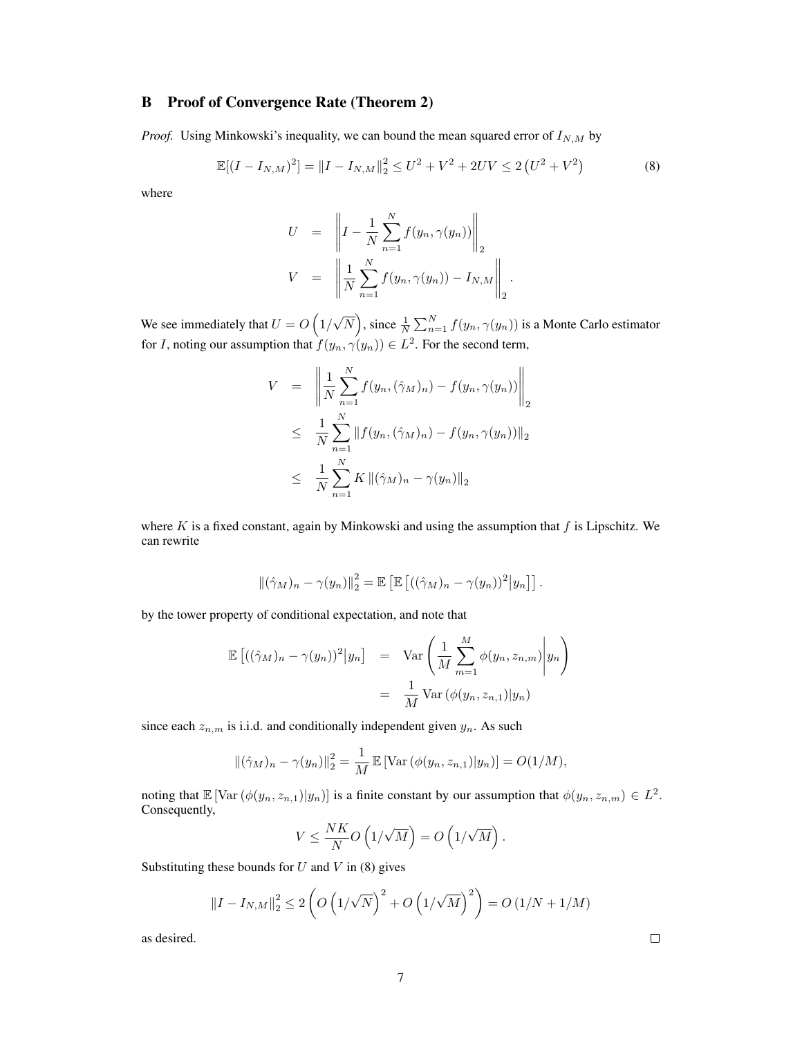## B Proof of Convergence Rate (Theorem 2)

*Proof.* Using Minkowski's inequality, we can bound the mean squared error of $I_{N,M}$ by

$$\mathbb{E}[(I - I_{N,M})^2] = \|I - I_{N,M}\|_2^2 \leq U^2 + V^2 + 2UV \leq 2\left(U^2 + V^2\right) \tag{8}$$

where

$$\begin{aligned}
U &= \left\| I - \frac{1}{N}\sum_{n=1}^{N} f(y_n, \gamma(y_n)) \right\|_2 \\
V &= \left\| \frac{1}{N}\sum_{n=1}^{N} f(y_n, \gamma(y_n)) - I_{N,M} \right\|_2 .
\end{aligned}$$

We see immediately that $U = O\left(1/\sqrt{N}\right)$, since $\frac{1}{N}\sum_{n=1}^{N} f(y_n, \gamma(y_n))$ is a Monte Carlo estimator for $I$, noting our assumption that $f(y_n, \gamma(y_n)) \in L^2$. For the second term,

$$\begin{aligned}
V &= \left\| \frac{1}{N}\sum_{n=1}^{N} f(y_n, (\hat{\gamma}_M)_n) - f(y_n, \gamma(y_n)) \right\|_2 \\
&\leq \frac{1}{N}\sum_{n=1}^{N} \left\| f(y_n, (\hat{\gamma}_M)_n) - f(y_n, \gamma(y_n)) \right\|_2 \\
&\leq \frac{1}{N}\sum_{n=1}^{N} K \left\| (\hat{\gamma}_M)_n - \gamma(y_n) \right\|_2
\end{aligned}$$

where $K$ is a fixed constant, again by Minkowski and using the assumption that $f$ is Lipschitz. We can rewrite

$$\|(\hat{\gamma}_M)_n - \gamma(y_n)\|_2^2 = \mathbb{E}\left[\mathbb{E}\left[((\hat{\gamma}_M)_n - \gamma(y_n))^2 \middle| y_n\right]\right].$$

by the tower property of conditional expectation, and note that

$$\begin{aligned}
\mathbb{E}\left[((\hat{\gamma}_M)_n - \gamma(y_n))^2 \middle| y_n\right] &= \operatorname{Var}\left( \frac{1}{M}\sum_{m=1}^{M} \phi(y_n, z_{n,m}) \middle| y_n \right) \\
&= \frac{1}{M} \operatorname{Var}\left(\phi(y_n, z_{n,1}) | y_n\right)
\end{aligned}$$

since each $z_{n,m}$ is i.i.d. and conditionally independent given $y_n$. As such

$$\|(\hat{\gamma}_M)_n - \gamma(y_n)\|_2^2 = \frac{1}{M}\mathbb{E}\left[\operatorname{Var}\left(\phi(y_n, z_{n,1})|y_n\right)\right] = O(1/M),$$

noting that $\mathbb{E}\left[\operatorname{Var}\left(\phi(y_n, z_{n,1})|y_n\right)\right]$ is a finite constant by our assumption that $\phi(y_n, z_{n,m}) \in L^2$. Consequently,

$$V \leq \frac{NK}{N} O\left(1/\sqrt{M}\right) = O\left(1/\sqrt{M}\right).$$

Substituting these bounds for $U$ and $V$ in (8) gives

$$\|I - I_{N,M}\|_2^2 \leq 2\left( O\left(1/\sqrt{N}\right)^2 + O\left(1/\sqrt{M}\right)^2 \right) = O\left(1/N + 1/M\right)$$

as desired. $\square$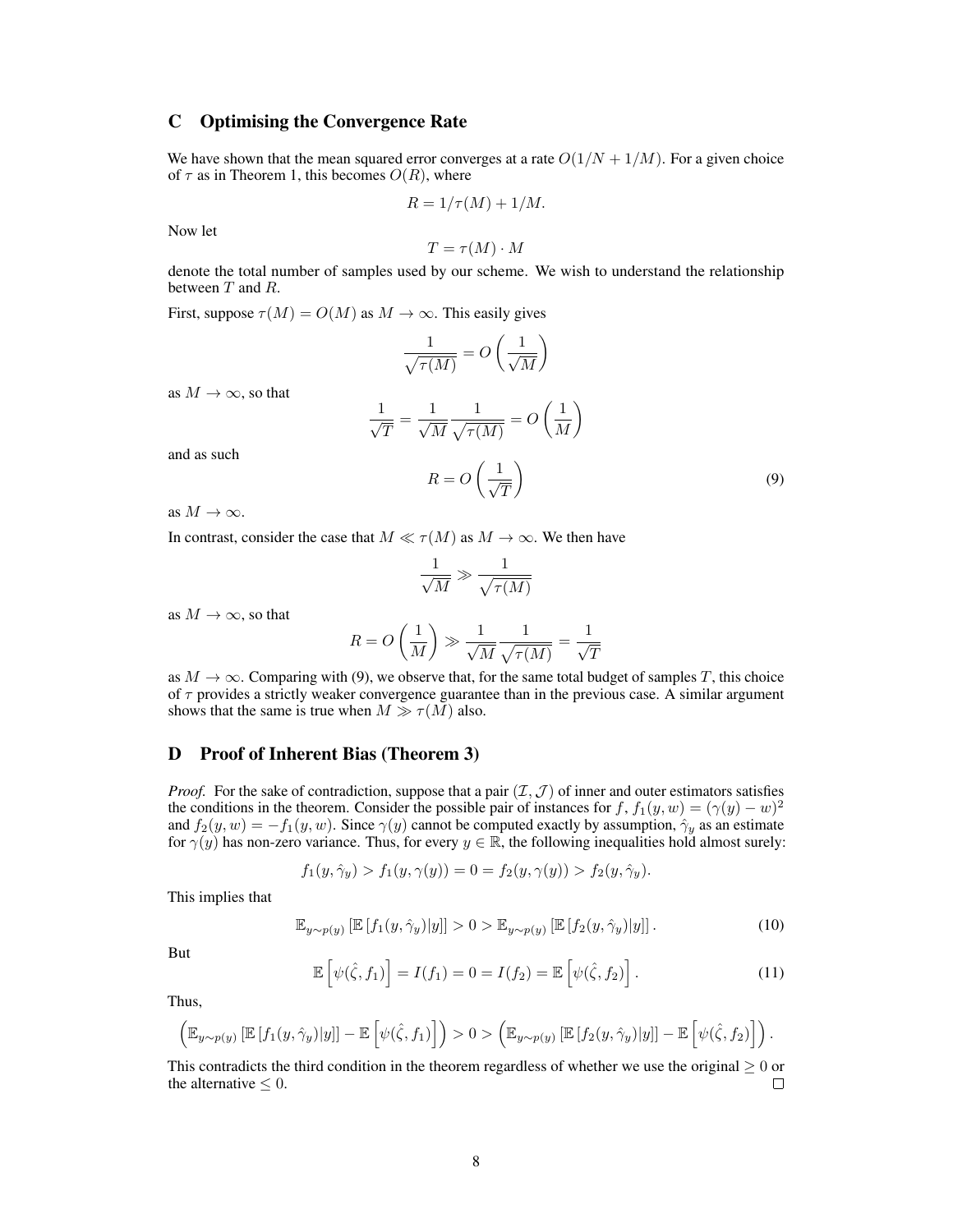## C Optimising the Convergence Rate

We have shown that the mean squared error converges at a rate $O(1/N + 1/M)$. For a given choice of $\tau$ as in Theorem 1, this becomes $O(R)$, where

$$R = 1/\tau(M) + 1/M.$$

Now let

$$T = \tau(M) \cdot M$$

denote the total number of samples used by our scheme. We wish to understand the relationship between $T$ and $R$.

First, suppose $\tau(M) = O(M)$ as $M \to \infty$. This easily gives

$$\frac{1}{\sqrt{\tau(M)}} = O\left(\frac{1}{\sqrt{M}}\right)$$

as $M \to \infty$, so that

$$\frac{1}{\sqrt{T}} = \frac{1}{\sqrt{M}} \frac{1}{\sqrt{\tau(M)}} = O\left(\frac{1}{M}\right)$$

and as such

$$R = O\left(\frac{1}{\sqrt{T}}\right) \tag{9}$$

as $M \to \infty$.

In contrast, consider the case that $M \ll \tau(M)$ as $M \to \infty$. We then have

$$\frac{1}{\sqrt{M}} \gg \frac{1}{\sqrt{\tau(M)}}$$

as $M \to \infty$, so that

$$R = O\left(\frac{1}{M}\right) \gg \frac{1}{\sqrt{M}} \frac{1}{\sqrt{\tau(M)}} = \frac{1}{\sqrt{T}}$$

as $M \to \infty$. Comparing with (9), we observe that, for the same total budget of samples $T$, this choice of $\tau$ provides a strictly weaker convergence guarantee than in the previous case. A similar argument shows that the same is true when $M \gg \tau(M)$ also.

## D Proof of Inherent Bias (Theorem 3)

*Proof.* For the sake of contradiction, suppose that a pair $(\mathcal{I}, \mathcal{J})$ of inner and outer estimators satisfies the conditions in the theorem. Consider the possible pair of instances for $f$, $f_1(y, w) = (\gamma(y) - w)^2$ and $f_2(y, w) = -f_1(y, w)$. Since $\gamma(y)$ cannot be computed exactly by assumption, $\hat{\gamma}_y$ as an estimate for $\gamma(y)$ has non-zero variance. Thus, for every $y \in \mathbb{R}$, the following inequalities hold almost surely:

$$f_1(y, \hat{\gamma}_y) > f_1(y, \gamma(y)) = 0 = f_2(y, \gamma(y)) > f_2(y, \hat{\gamma}_y).$$

This implies that

$$\mathbb{E}_{y \sim p(y)}\left[\mathbb{E}\left[f_1(y, \hat{\gamma}_y)|y\right]\right] > 0 > \mathbb{E}_{y \sim p(y)}\left[\mathbb{E}\left[f_2(y, \hat{\gamma}_y)|y\right]\right]. \tag{10}$$

But

$$\mathbb{E}\left[\psi(\hat{\zeta}, f_1)\right] = I(f_1) = 0 = I(f_2) = \mathbb{E}\left[\psi(\hat{\zeta}, f_2)\right]. \tag{11}$$

Thus,

$$\left(\mathbb{E}_{y \sim p(y)}\left[\mathbb{E}\left[f_1(y, \hat{\gamma}_y)|y\right]\right] - \mathbb{E}\left[\psi(\hat{\zeta}, f_1)\right]\right) > 0 > \left(\mathbb{E}_{y \sim p(y)}\left[\mathbb{E}\left[f_2(y, \hat{\gamma}_y)|y\right]\right] - \mathbb{E}\left[\psi(\hat{\zeta}, f_2)\right]\right).$$

This contradicts the third condition in the theorem regardless of whether we use the original $\geq 0$ or the alternative $\leq 0$. □